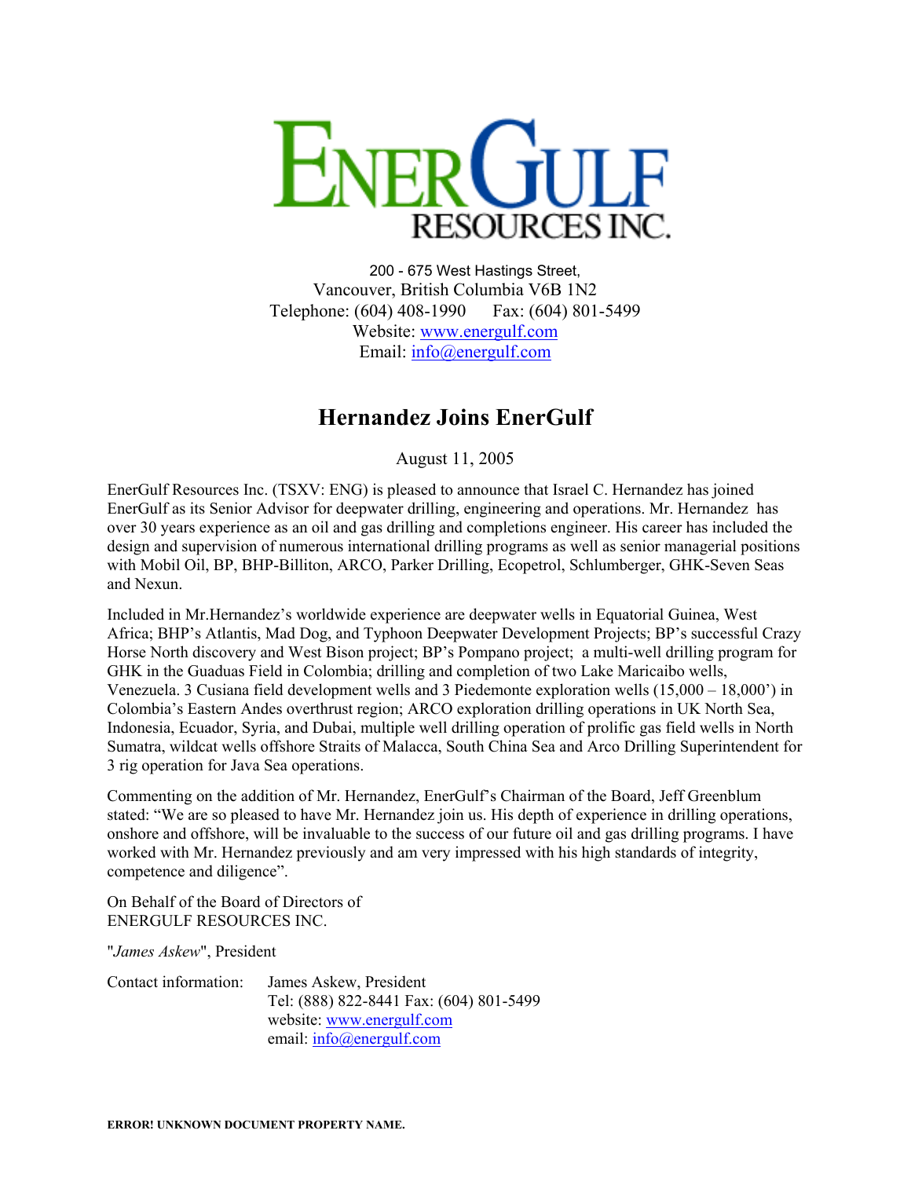# EnerGulf Resources Inc.

200 - 675 West Hastings Street,
Vancouver, British Columbia V6B 1N2
Telephone: (604) 408-1990 Fax: (604) 801-5499
Website: www.energulf.com
Email: info@energulf.com

## Hernandez Joins EnerGulf

August 11, 2005

EnerGulf Resources Inc. (TSXV: ENG) is pleased to announce that Israel C. Hernandez has joined EnerGulf as its Senior Advisor for deepwater drilling, engineering and operations. Mr. Hernandez has over 30 years experience as an oil and gas drilling and completions engineer. His career has included the design and supervision of numerous international drilling programs as well as senior managerial positions with Mobil Oil, BP, BHP-Billiton, ARCO, Parker Drilling, Ecopetrol, Schlumberger, GHK-Seven Seas and Nexun.

Included in Mr.Hernandez's worldwide experience are deepwater wells in Equatorial Guinea, West Africa; BHP's Atlantis, Mad Dog, and Typhoon Deepwater Development Projects; BP's successful Crazy Horse North discovery and West Bison project; BP's Pompano project; a multi-well drilling program for GHK in the Guaduas Field in Colombia; drilling and completion of two Lake Maricaibo wells, Venezuela. 3 Cusiana field development wells and 3 Piedemonte exploration wells (15,000 – 18,000') in Colombia's Eastern Andes overthrust region; ARCO exploration drilling operations in UK North Sea, Indonesia, Ecuador, Syria, and Dubai, multiple well drilling operation of prolific gas field wells in North Sumatra, wildcat wells offshore Straits of Malacca, South China Sea and Arco Drilling Superintendent for 3 rig operation for Java Sea operations.

Commenting on the addition of Mr. Hernandez, EnerGulf's Chairman of the Board, Jeff Greenblum stated: "We are so pleased to have Mr. Hernandez join us. His depth of experience in drilling operations, onshore and offshore, will be invaluable to the success of our future oil and gas drilling programs. I have worked with Mr. Hernandez previously and am very impressed with his high standards of integrity, competence and diligence".

On Behalf of the Board of Directors of
ENERGULF RESOURCES INC.

"*James Askew*", President

Contact information: James Askew, President
Tel: (888) 822-8441 Fax: (604) 801-5499
website: www.energulf.com
email: info@energulf.com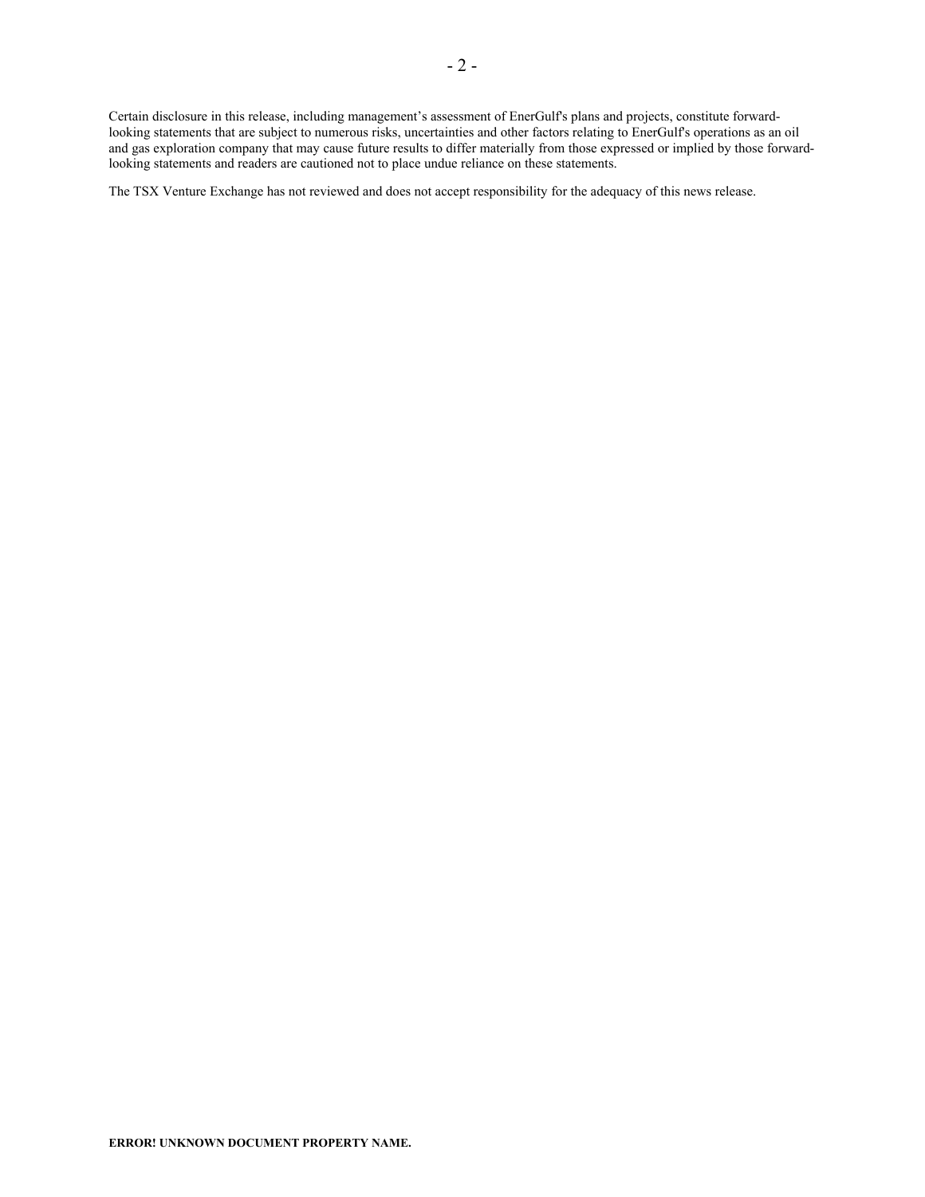Certain disclosure in this release, including management's assessment of EnerGulf's plans and projects, constitute forward-looking statements that are subject to numerous risks, uncertainties and other factors relating to EnerGulf's operations as an oil and gas exploration company that may cause future results to differ materially from those expressed or implied by those forward-looking statements and readers are cautioned not to place undue reliance on these statements.

The TSX Venture Exchange has not reviewed and does not accept responsibility for the adequacy of this news release.

**ERROR! UNKNOWN DOCUMENT PROPERTY NAME.**